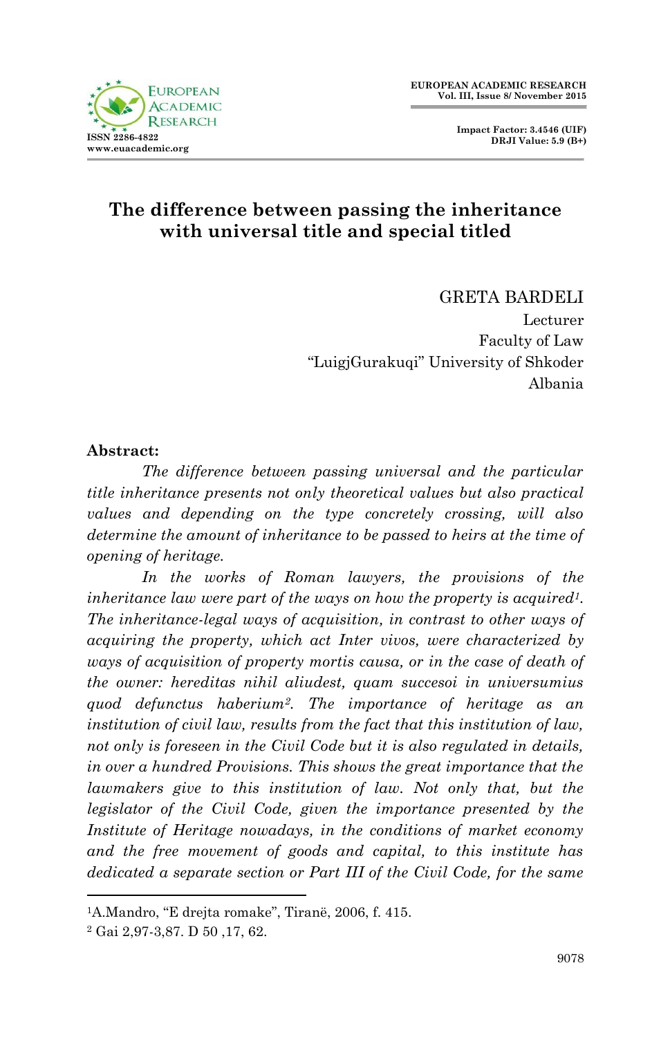# The difference between passing the inheritance with universal title and special titled

GRETA BARDELI
Lecturer
Faculty of Law
"LuigjGurakuqi" University of Shkoder
Albania

**Abstract:**

*The difference between passing universal and the particular title inheritance presents not only theoretical values but also practical values and depending on the type concretely crossing, will also determine the amount of inheritance to be passed to heirs at the time of opening of heritage.*

*In the works of Roman lawyers, the provisions of the inheritance law were part of the ways on how the property is acquired*[1]*. The inheritance-legal ways of acquisition, in contrast to other ways of acquiring the property, which act Inter vivos, were characterized by ways of acquisition of property mortis causa, or in the case of death of the owner: hereditas nihil aliudest, quam succesoi in universumius quod defunctus haberium*[2]*. The importance of heritage as an institution of civil law, results from the fact that this institution of law, not only is foreseen in the Civil Code but it is also regulated in details, in over a hundred Provisions. This shows the great importance that the lawmakers give to this institution of law. Not only that, but the legislator of the Civil Code, given the importance presented by the Institute of Heritage nowadays, in the conditions of market economy and the free movement of goods and capital, to this institute has dedicated a separate section or Part III of the Civil Code, for the same*

---

[1] A.Mandro, "E drejta romake", Tiranë, 2006, f. 415.

[2] Gai 2,97-3,87. D 50 ,17, 62.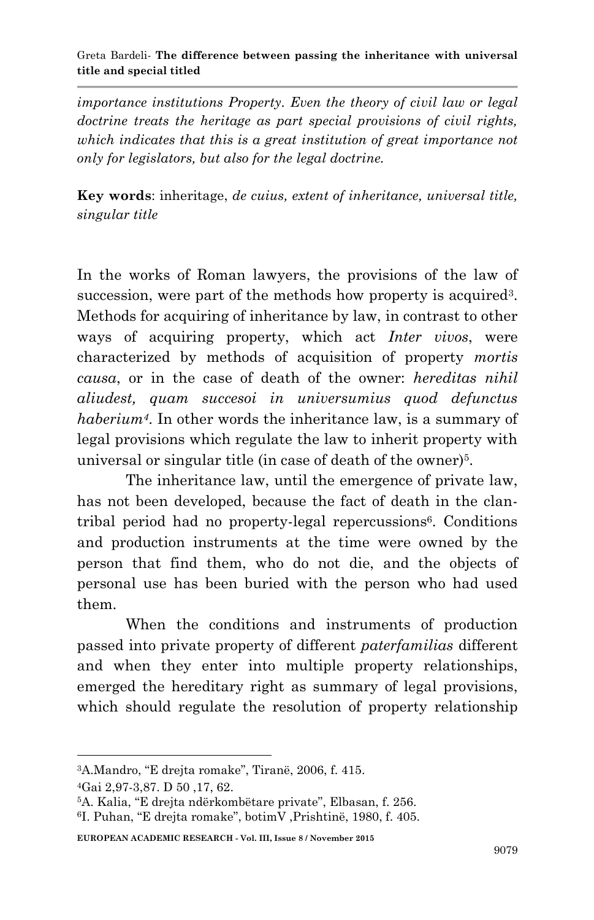*importance institutions Property. Even the theory of civil law or legal doctrine treats the heritage as part special provisions of civil rights, which indicates that this is a great institution of great importance not only for legislators, but also for the legal doctrine.*

**Key words**: inheritage, *de cuius, extent of inheritance, universal title, singular title*

In the works of Roman lawyers, the provisions of the law of succession, were part of the methods how property is acquired[3]. Methods for acquiring of inheritance by law, in contrast to other ways of acquiring property, which act *Inter vivos*, were characterized by methods of acquisition of property *mortis causa*, or in the case of death of the owner: *hereditas nihil aliudest, quam succesoi in universumius quod defunctus haberium[4]*. In other words the inheritance law, is a summary of legal provisions which regulate the law to inherit property with universal or singular title (in case of death of the owner)[5].

The inheritance law, until the emergence of private law, has not been developed, because the fact of death in the clan-tribal period had no property-legal repercussions[6]. Conditions and production instruments at the time were owned by the person that find them, who do not die, and the objects of personal use has been buried with the person who had used them.

When the conditions and instruments of production passed into private property of different *paterfamilias* different and when they enter into multiple property relationships, emerged the hereditary right as summary of legal provisions, which should regulate the resolution of property relationship

---

[3]A.Mandro, "E drejta romake", Tiranë, 2006, f. 415.

[4]Gai 2,97-3,87. D 50 ,17, 62.

[5]A. Kalia, "E drejta ndërkombëtare private", Elbasan, f. 256.

[6]I. Puhan, "E drejta romake", botimV ,Prishtinë, 1980, f. 405.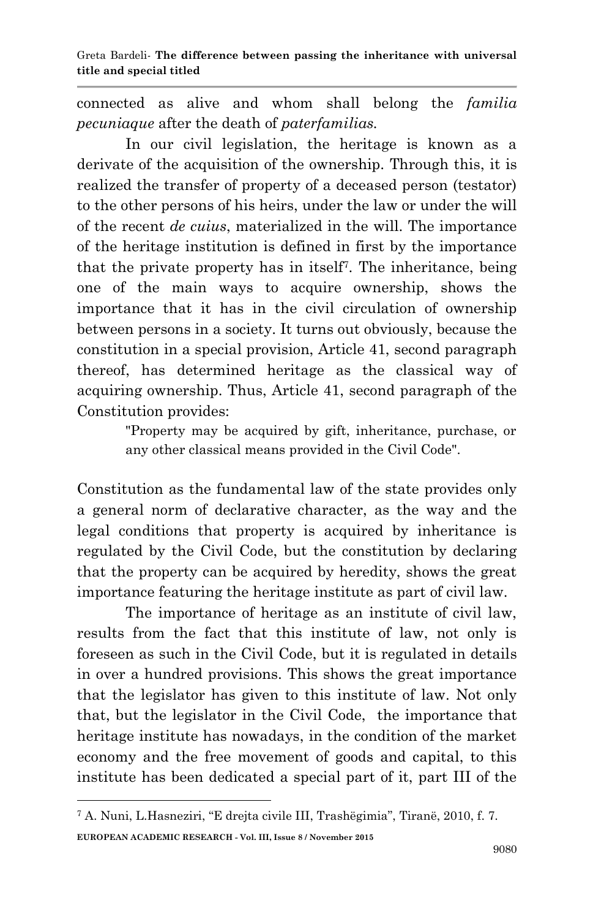connected as alive and whom shall belong the *familia pecuniaque* after the death of *paterfamilias.*

In our civil legislation, the heritage is known as a derivate of the acquisition of the ownership. Through this, it is realized the transfer of property of a deceased person (testator) to the other persons of his heirs, under the law or under the will of the recent *de cuius*, materialized in the will. The importance of the heritage institution is defined in first by the importance that the private property has in itself[7]. The inheritance, being one of the main ways to acquire ownership, shows the importance that it has in the civil circulation of ownership between persons in a society. It turns out obviously, because the constitution in a special provision, Article 41, second paragraph thereof, has determined heritage as the classical way of acquiring ownership. Thus, Article 41, second paragraph of the Constitution provides:

> "Property may be acquired by gift, inheritance, purchase, or any other classical means provided in the Civil Code".

Constitution as the fundamental law of the state provides only a general norm of declarative character, as the way and the legal conditions that property is acquired by inheritance is regulated by the Civil Code, but the constitution by declaring that the property can be acquired by heredity, shows the great importance featuring the heritage institute as part of civil law.

The importance of heritage as an institute of civil law, results from the fact that this institute of law, not only is foreseen as such in the Civil Code, but it is regulated in details in over a hundred provisions. This shows the great importance that the legislator has given to this institute of law. Not only that, but the legislator in the Civil Code, the importance that heritage institute has nowadays, in the condition of the market economy and the free movement of goods and capital, to this institute has been dedicated a special part of it, part III of the

---

[7] A. Nuni, L.Hasneziri, "E drejta civile III, Trashëgimia", Tiranë, 2010, f. 7.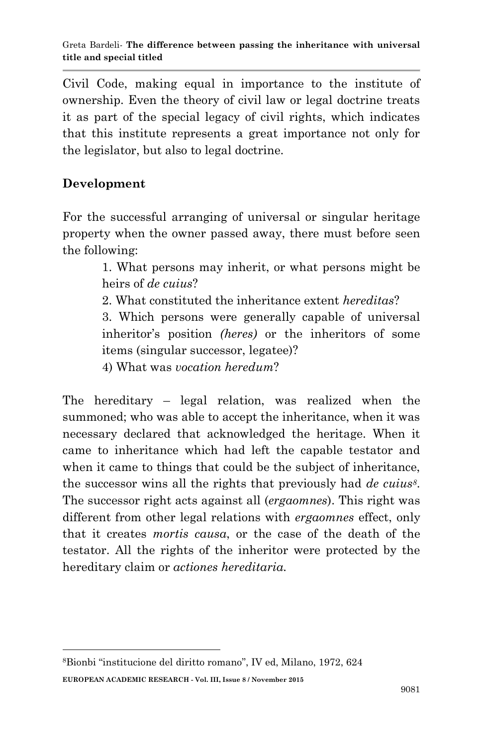Civil Code, making equal in importance to the institute of ownership. Even the theory of civil law or legal doctrine treats it as part of the special legacy of civil rights, which indicates that this institute represents a great importance not only for the legislator, but also to legal doctrine.

## Development

For the successful arranging of universal or singular heritage property when the owner passed away, there must before seen the following:

1. What persons may inherit, or what persons might be heirs of *de cuius*?
2. What constituted the inheritance extent *hereditas*?
3. Which persons were generally capable of universal inheritor's position *(heres)* or the inheritors of some items (singular successor, legatee)?
4) What was *vocation heredum*?

The hereditary – legal relation, was realized when the summoned; who was able to accept the inheritance, when it was necessary declared that acknowledged the heritage. When it came to inheritance which had left the capable testator and when it came to things that could be the subject of inheritance, the successor wins all the rights that previously had *de cuius*[8]. The successor right acts against all (*ergaomnes*). This right was different from other legal relations with *ergaomnes* effect, only that it creates *mortis causa*, or the case of the death of the testator. All the rights of the inheritor were protected by the hereditary claim or *actiones hereditaria.*

---

[8]Bionbi "institucione del diritto romano", IV ed, Milano, 1972, 624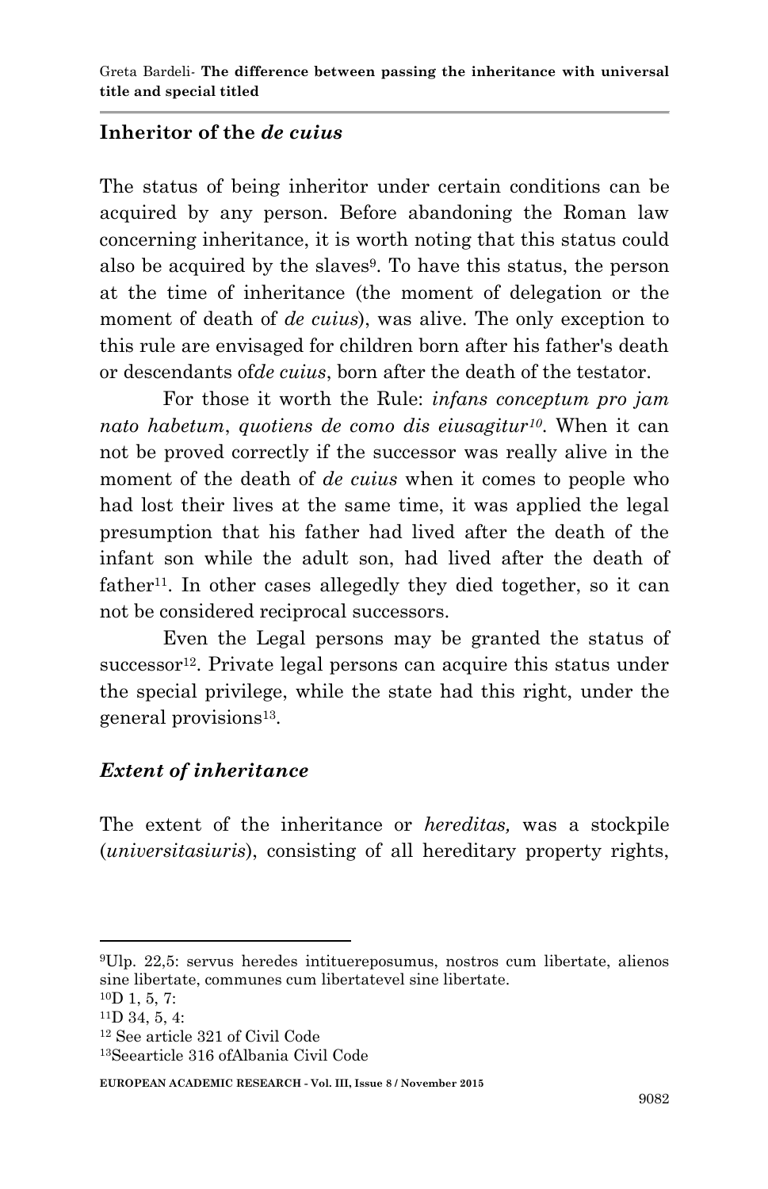## Inheritor of the *de cuius*

The status of being inheritor under certain conditions can be acquired by any person. Before abandoning the Roman law concerning inheritance, it is worth noting that this status could also be acquired by the slaves[9]. To have this status, the person at the time of inheritance (the moment of delegation or the moment of death of *de cuius*), was alive. The only exception to this rule are envisaged for children born after his father's death or descendants of*de cuius*, born after the death of the testator.

For those it worth the Rule: *infans conceptum pro jam nato habetum*, *quotiens de como dis eiusagitur*[10]. When it can not be proved correctly if the successor was really alive in the moment of the death of *de cuius* when it comes to people who had lost their lives at the same time, it was applied the legal presumption that his father had lived after the death of the infant son while the adult son, had lived after the death of father[11]. In other cases allegedly they died together, so it can not be considered reciprocal successors.

Even the Legal persons may be granted the status of successor[12]. Private legal persons can acquire this status under the special privilege, while the state had this right, under the general provisions[13].

### *Extent of inheritance*

The extent of the inheritance or *hereditas,* was a stockpile (*universitasiuris*), consisting of all hereditary property rights,

---

[9]Ulp. 22,5: servus heredes intituereposumus, nostros cum libertate, alienos sine libertate, communes cum libertatevel sine libertate.

[10]D 1, 5, 7:

[11]D 34, 5, 4:

[12] See article 321 of Civil Code

[13]Seearticle 316 ofAlbania Civil Code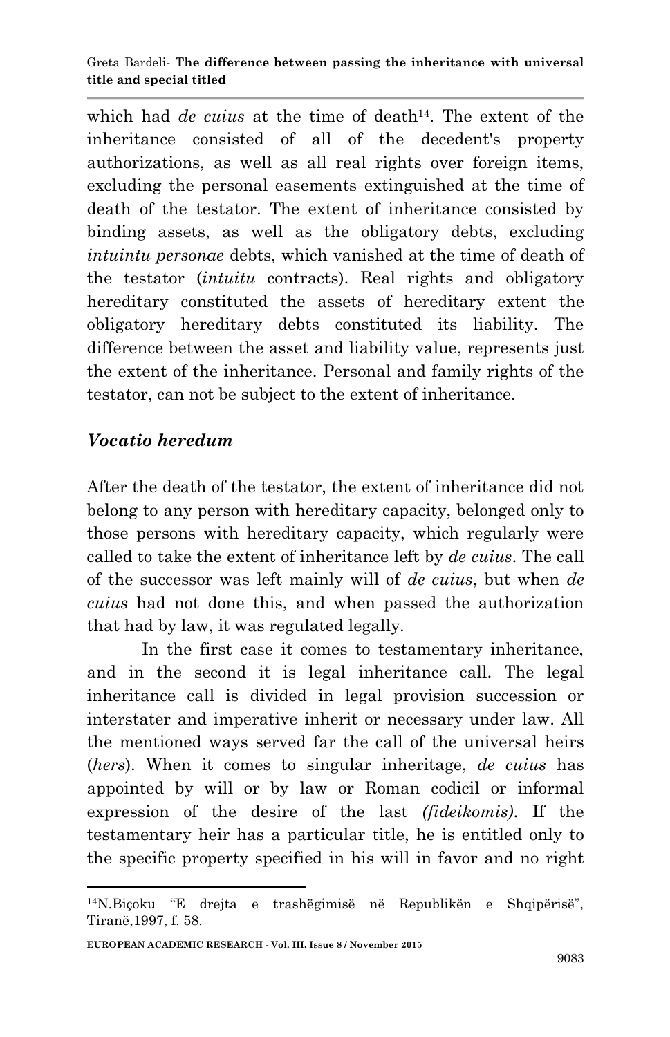which had *de cuius* at the time of death[14]. The extent of the inheritance consisted of all of the decedent's property authorizations, as well as all real rights over foreign items, excluding the personal easements extinguished at the time of death of the testator. The extent of inheritance consisted by binding assets, as well as the obligatory debts, excluding *intuintu personae* debts, which vanished at the time of death of the testator (*intuitu* contracts). Real rights and obligatory hereditary constituted the assets of hereditary extent the obligatory hereditary debts constituted its liability. The difference between the asset and liability value, represents just the extent of the inheritance. Personal and family rights of the testator, can not be subject to the extent of inheritance.

### *Vocatio heredum*

After the death of the testator, the extent of inheritance did not belong to any person with hereditary capacity, belonged only to those persons with hereditary capacity, which regularly were called to take the extent of inheritance left by *de cuius*. The call of the successor was left mainly will of *de cuius*, but when *de cuius* had not done this, and when passed the authorization that had by law, it was regulated legally.

In the first case it comes to testamentary inheritance, and in the second it is legal inheritance call. The legal inheritance call is divided in legal provision succession or interstater and imperative inherit or necessary under law. All the mentioned ways served far the call of the universal heirs (*hers*). When it comes to singular inheritage, *de cuius* has appointed by will or by law or Roman codicil or informal expression of the desire of the last *(fideikomis)*. If the testamentary heir has a particular title, he is entitled only to the specific property specified in his will in favor and no right

---

[14]N.Biçoku "E drejta e trashëgimisë në Republikën e Shqipërisë", Tiranë,1997, f. 58.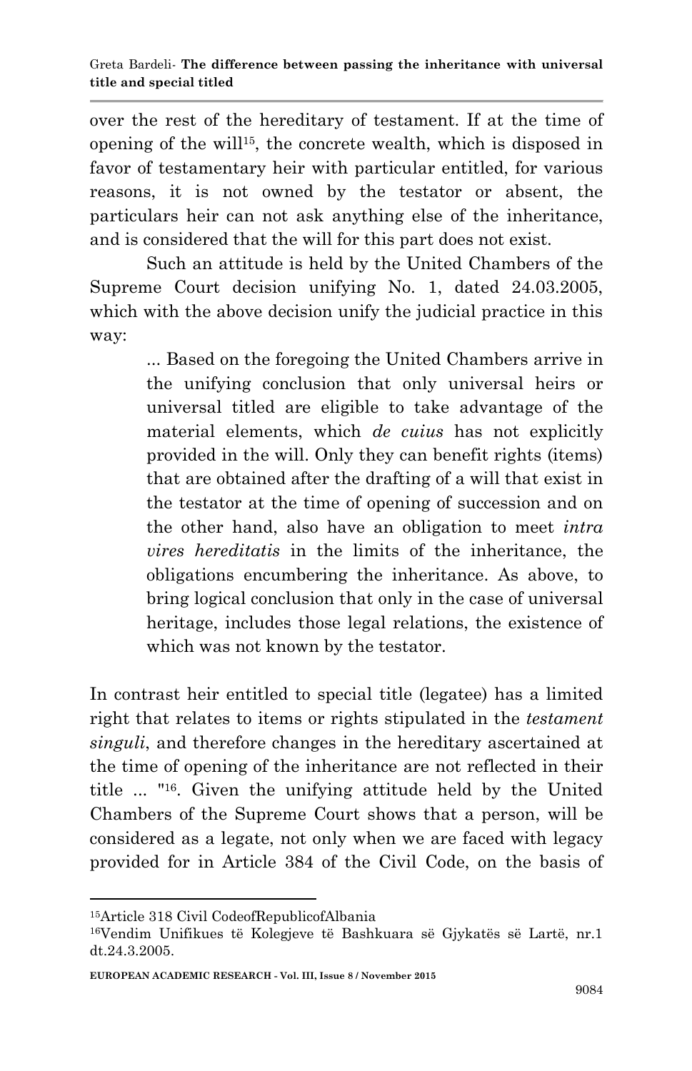over the rest of the hereditary of testament. If at the time of opening of the will[15], the concrete wealth, which is disposed in favor of testamentary heir with particular entitled, for various reasons, it is not owned by the testator or absent, the particulars heir can not ask anything else of the inheritance, and is considered that the will for this part does not exist.

Such an attitude is held by the United Chambers of the Supreme Court decision unifying No. 1, dated 24.03.2005, which with the above decision unify the judicial practice in this way:

> ... Based on the foregoing the United Chambers arrive in the unifying conclusion that only universal heirs or universal titled are eligible to take advantage of the material elements, which *de cuius* has not explicitly provided in the will. Only they can benefit rights (items) that are obtained after the drafting of a will that exist in the testator at the time of opening of succession and on the other hand, also have an obligation to meet *intra vires hereditatis* in the limits of the inheritance, the obligations encumbering the inheritance. As above, to bring logical conclusion that only in the case of universal heritage, includes those legal relations, the existence of which was not known by the testator.

In contrast heir entitled to special title (legatee) has a limited right that relates to items or rights stipulated in the *testament singuli*, and therefore changes in the hereditary ascertained at the time of opening of the inheritance are not reflected in their title ... "[16]. Given the unifying attitude held by the United Chambers of the Supreme Court shows that a person, will be considered as a legate, not only when we are faced with legacy provided for in Article 384 of the Civil Code, on the basis of

---

[15]Article 318 Civil CodeofRepublicofAlbania

[16]Vendim Unifikues të Kolegjeve të Bashkuara së Gjykatës së Lartë, nr.1 dt.24.3.2005.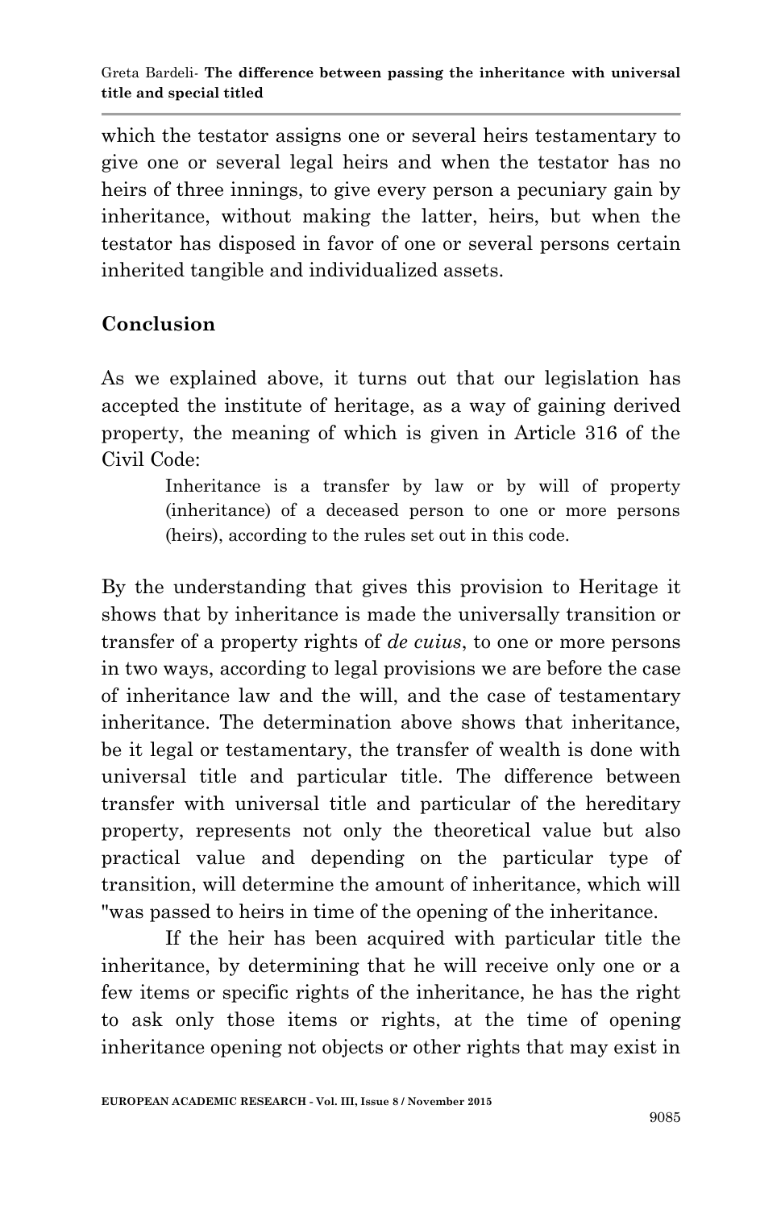which the testator assigns one or several heirs testamentary to give one or several legal heirs and when the testator has no heirs of three innings, to give every person a pecuniary gain by inheritance, without making the latter, heirs, but when the testator has disposed in favor of one or several persons certain inherited tangible and individualized assets.

## Conclusion

As we explained above, it turns out that our legislation has accepted the institute of heritage, as a way of gaining derived property, the meaning of which is given in Article 316 of the Civil Code:

> Inheritance is a transfer by law or by will of property (inheritance) of a deceased person to one or more persons (heirs), according to the rules set out in this code.

By the understanding that gives this provision to Heritage it shows that by inheritance is made the universally transition or transfer of a property rights of *de cuius*, to one or more persons in two ways, according to legal provisions we are before the case of inheritance law and the will, and the case of testamentary inheritance. The determination above shows that inheritance, be it legal or testamentary, the transfer of wealth is done with universal title and particular title. The difference between transfer with universal title and particular of the hereditary property, represents not only the theoretical value but also practical value and depending on the particular type of transition, will determine the amount of inheritance, which will "was passed to heirs in time of the opening of the inheritance.

If the heir has been acquired with particular title the inheritance, by determining that he will receive only one or a few items or specific rights of the inheritance, he has the right to ask only those items or rights, at the time of opening inheritance opening not objects or other rights that may exist in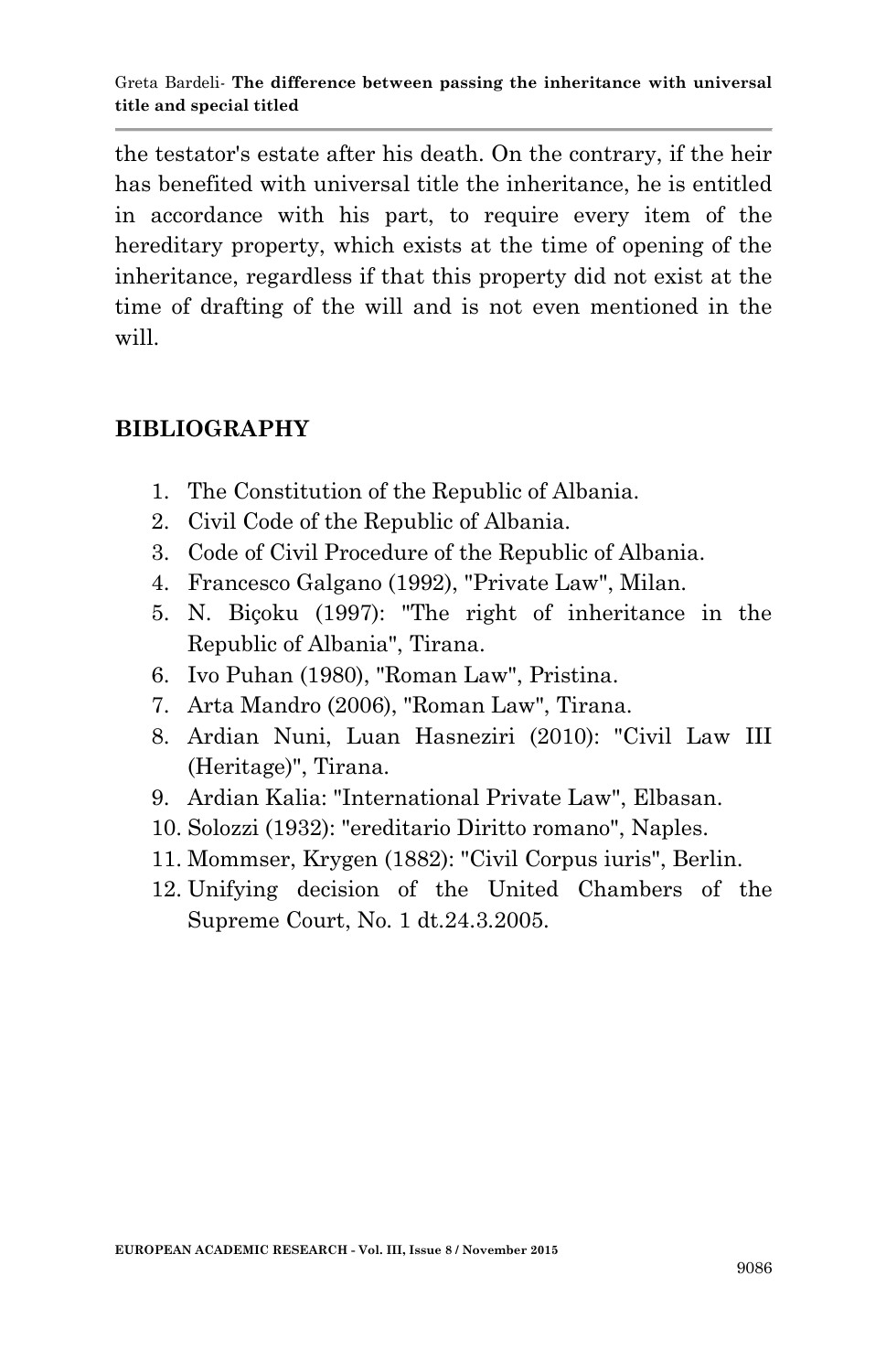the testator's estate after his death. On the contrary, if the heir has benefited with universal title the inheritance, he is entitled in accordance with his part, to require every item of the hereditary property, which exists at the time of opening of the inheritance, regardless if that this property did not exist at the time of drafting of the will and is not even mentioned in the will.

## BIBLIOGRAPHY

1. The Constitution of the Republic of Albania.
2. Civil Code of the Republic of Albania.
3. Code of Civil Procedure of the Republic of Albania.
4. Francesco Galgano (1992), "Private Law", Milan.
5. N. Biçoku (1997): "The right of inheritance in the Republic of Albania", Tirana.
6. Ivo Puhan (1980), "Roman Law", Pristina.
7. Arta Mandro (2006), "Roman Law", Tirana.
8. Ardian Nuni, Luan Hasneziri (2010): "Civil Law III (Heritage)", Tirana.
9. Ardian Kalia: "International Private Law", Elbasan.
10. Solozzi (1932): "ereditario Diritto romano", Naples.
11. Mommser, Krygen (1882): "Civil Corpus iuris", Berlin.
12. Unifying decision of the United Chambers of the Supreme Court, No. 1 dt.24.3.2005.